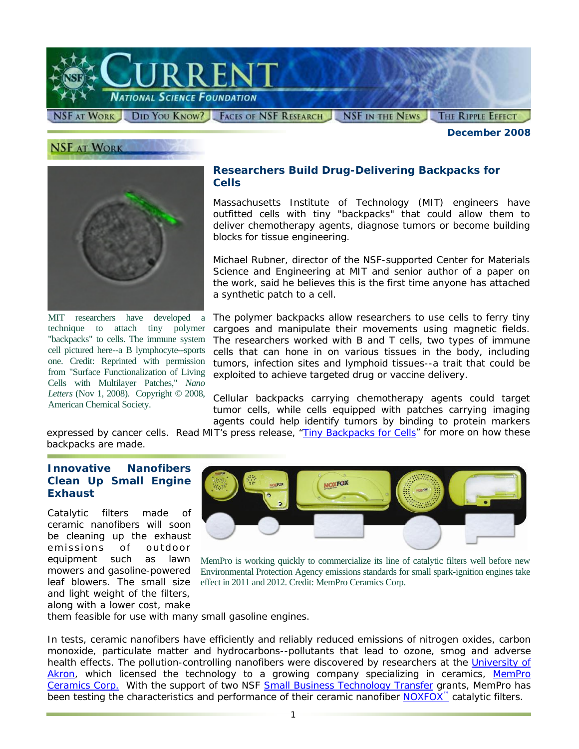# CURRENT

**NATIONAL SCIENCE FOUNDATION**

NSF AT WORK | DID YOU KNOW? | FACES OF NSF RESEARCH | NSF IN THE NEWS | THE RIPPLE EFFECT

**December 2008**

## NSF AT WORK

### Researchers Build Drug-Delivering Backpacks for Cells

MIT researchers have developed a technique to attach tiny polymer "backpacks" to cells. The immune system cell pictured here--a B lymphocyte--sports one. Credit: Reprinted with permission from "Surface Functionalization of Living Cells with Multilayer Patches," *Nano Letters* (Nov 1, 2008). Copyright © 2008, American Chemical Society.

Massachusetts Institute of Technology (MIT) engineers have outfitted cells with tiny "backpacks" that could allow them to deliver chemotherapy agents, diagnose tumors or become building blocks for tissue engineering.

Michael Rubner, director of the NSF-supported Center for Materials Science and Engineering at MIT and senior author of a paper on the work, said he believes this is the first time anyone has attached a synthetic patch to a cell.

The polymer backpacks allow researchers to use cells to ferry tiny cargoes and manipulate their movements using magnetic fields. The researchers worked with B and T cells, two types of immune cells that can hone in on various tissues in the body, including tumors, infection sites and lymphoid tissues--a trait that could be exploited to achieve targeted drug or vaccine delivery.

Cellular backpacks carrying chemotherapy agents could target tumor cells, while cells equipped with patches carrying imaging agents could help identify tumors by binding to protein markers expressed by cancer cells. Read MIT's press release, "Tiny Backpacks for Cells" for more on how these backpacks are made.

### Innovative Nanofibers Clean Up Small Engine Exhaust

MemPro is working quickly to commercialize its line of catalytic filters well before new Environmental Protection Agency emissions standards for small spark-ignition engines take effect in 2011 and 2012. Credit: MemPro Ceramics Corp.

Catalytic filters made of ceramic nanofibers will soon be cleaning up the exhaust emissions of outdoor equipment such as lawn mowers and gasoline-powered leaf blowers. The small size and light weight of the filters, along with a lower cost, make them feasible for use with many small gasoline engines.

In tests, ceramic nanofibers have efficiently and reliably reduced emissions of nitrogen oxides, carbon monoxide, particulate matter and hydrocarbons--pollutants that lead to ozone, smog and adverse health effects. The pollution-controlling nanofibers were discovered by researchers at the University of Akron, which licensed the technology to a growing company specializing in ceramics, MemPro Ceramics Corp. With the support of two NSF Small Business Technology Transfer grants, MemPro has been testing the characteristics and performance of their ceramic nanofiber NOXFOX™ catalytic filters.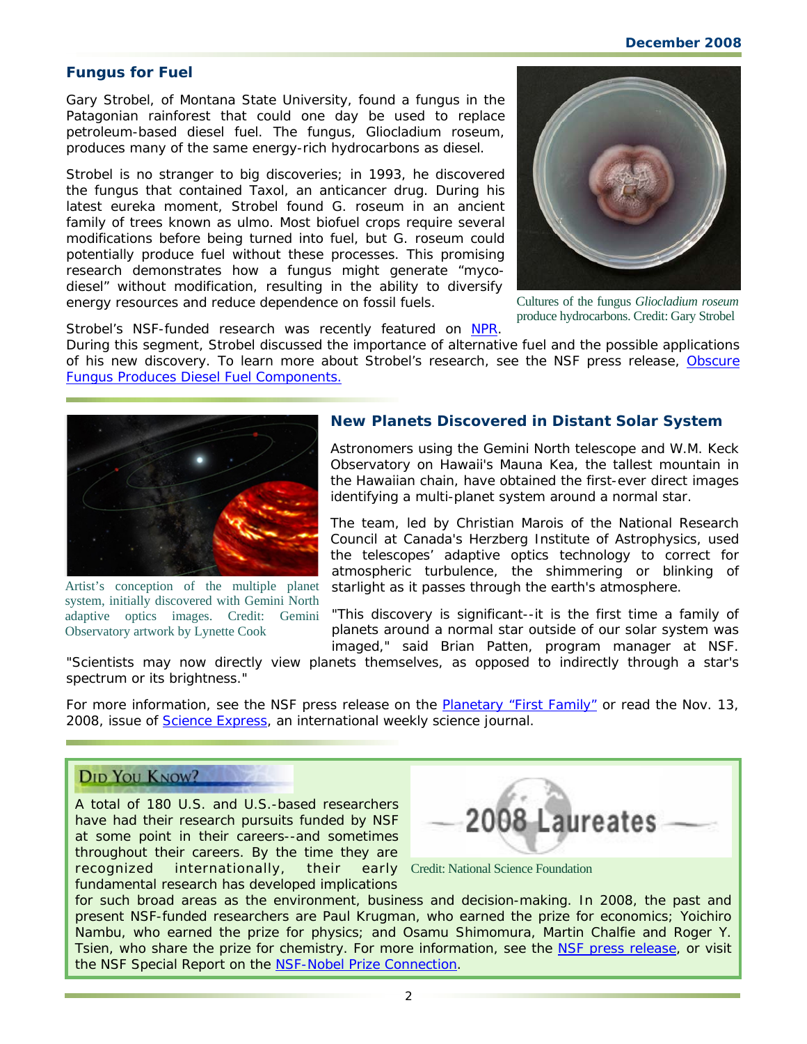## Fungus for Fuel

Gary Strobel, of Montana State University, found a fungus in the Patagonian rainforest that could one day be used to replace petroleum-based diesel fuel. The fungus, Gliocladium roseum, produces many of the same energy-rich hydrocarbons as diesel.

Strobel is no stranger to big discoveries; in 1993, he discovered the fungus that contained Taxol, an anticancer drug. During his latest eureka moment, Strobel found G. roseum in an ancient family of trees known as ulmo. Most biofuel crops require several modifications before being turned into fuel, but G. roseum could potentially produce fuel without these processes. This promising research demonstrates how a fungus might generate "myco-diesel" without modification, resulting in the ability to diversify energy resources and reduce dependence on fossil fuels.

Cultures of the fungus *Gliocladium roseum* produce hydrocarbons. Credit: Gary Strobel

Strobel's NSF-funded research was recently featured on NPR. During this segment, Strobel discussed the importance of alternative fuel and the possible applications of his new discovery. To learn more about Strobel's research, see the NSF press release, Obscure Fungus Produces Diesel Fuel Components.

## New Planets Discovered in Distant Solar System

Artist's conception of the multiple planet system, initially discovered with Gemini North adaptive optics images. Credit: Gemini Observatory artwork by Lynette Cook

Astronomers using the Gemini North telescope and W.M. Keck Observatory on Hawaii's Mauna Kea, the tallest mountain in the Hawaiian chain, have obtained the first-ever direct images identifying a multi-planet system around a normal star.

The team, led by Christian Marois of the National Research Council at Canada's Herzberg Institute of Astrophysics, used the telescopes' adaptive optics technology to correct for atmospheric turbulence, the shimmering or blinking of starlight as it passes through the earth's atmosphere.

"This discovery is significant--it is the first time a family of planets around a normal star outside of our solar system was imaged," said Brian Patten, program manager at NSF. "Scientists may now directly view planets themselves, as opposed to indirectly through a star's spectrum or its brightness."

For more information, see the NSF press release on the Planetary "First Family" or read the Nov. 13, 2008, issue of Science Express, an international weekly science journal.

## Did You Know?

2008 Laureates

Credit: National Science Foundation

A total of 180 U.S. and U.S.-based researchers have had their research pursuits funded by NSF at some point in their careers--and sometimes throughout their careers. By the time they are recognized internationally, their early fundamental research has developed implications for such broad areas as the environment, business and decision-making. In 2008, the past and present NSF-funded researchers are Paul Krugman, who earned the prize for economics; Yoichiro Nambu, who earned the prize for physics; and Osamu Shimomura, Martin Chalfie and Roger Y. Tsien, who share the prize for chemistry. For more information, see the NSF press release, or visit the NSF Special Report on the NSF-Nobel Prize Connection.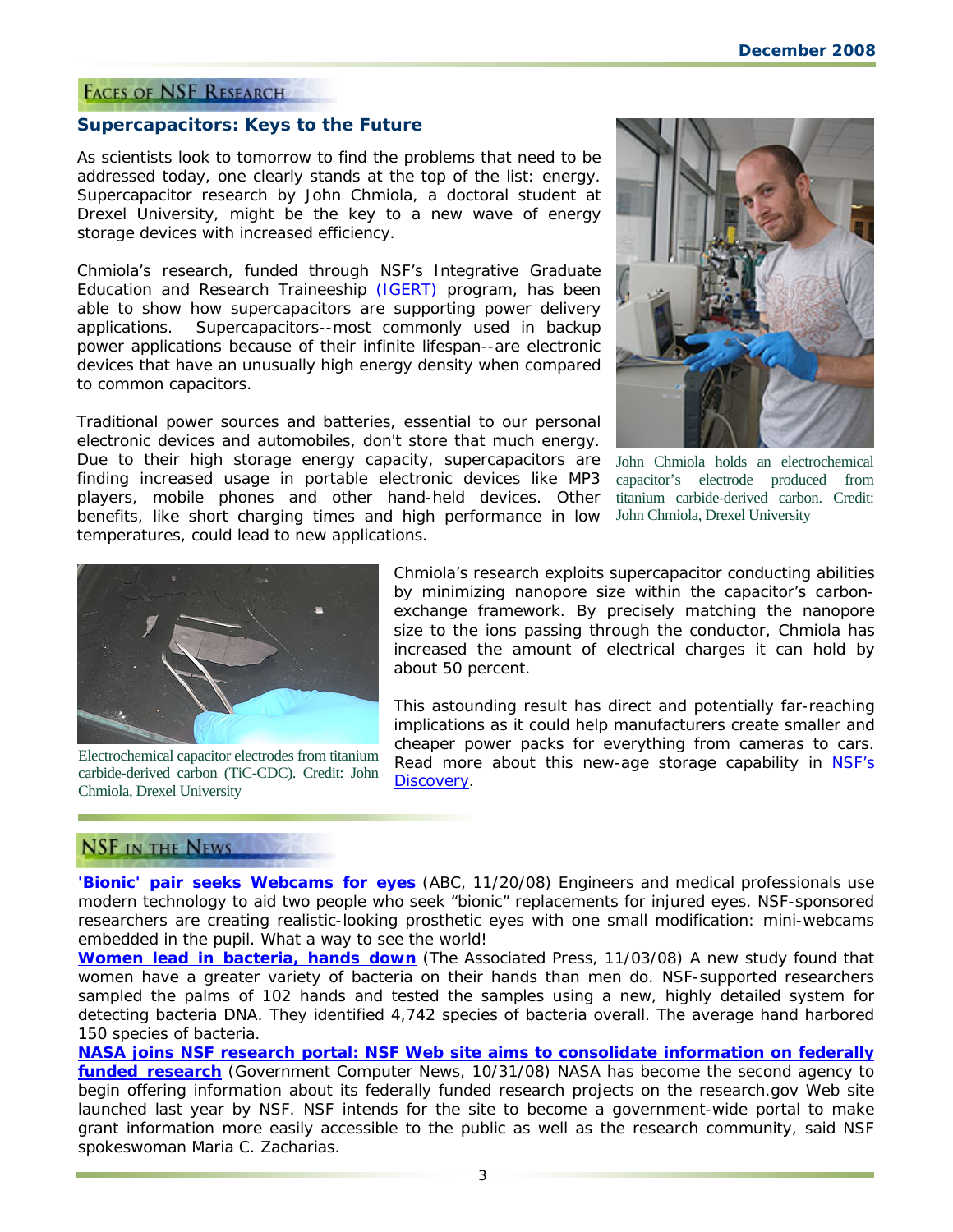## Faces of NSF Research

### Supercapacitors: Keys to the Future

As scientists look to tomorrow to find the problems that need to be addressed today, one clearly stands at the top of the list: energy. Supercapacitor research by John Chmiola, a doctoral student at Drexel University, might be the key to a new wave of energy storage devices with increased efficiency.

Chmiola's research, funded through NSF's Integrative Graduate Education and Research Traineeship (IGERT) program, has been able to show how supercapacitors are supporting power delivery applications. Supercapacitors--most commonly used in backup power applications because of their infinite lifespan--are electronic devices that have an unusually high energy density when compared to common capacitors.

Traditional power sources and batteries, essential to our personal electronic devices and automobiles, don't store that much energy. Due to their high storage energy capacity, supercapacitors are finding increased usage in portable electronic devices like MP3 players, mobile phones and other hand-held devices. Other benefits, like short charging times and high performance in low temperatures, could lead to new applications.

John Chmiola holds an electrochemical capacitor's electrode produced from titanium carbide-derived carbon. Credit: John Chmiola, Drexel University

Electrochemical capacitor electrodes from titanium carbide-derived carbon (TiC-CDC). Credit: John Chmiola, Drexel University

Chmiola's research exploits supercapacitor conducting abilities by minimizing nanopore size within the capacitor's carbon-exchange framework. By precisely matching the nanopore size to the ions passing through the conductor, Chmiola has increased the amount of electrical charges it can hold by about 50 percent.

This astounding result has direct and potentially far-reaching implications as it could help manufacturers create smaller and cheaper power packs for everything from cameras to cars. Read more about this new-age storage capability in NSF's Discovery.

## NSF in the News

**'Bionic' pair seeks Webcams for eyes** (ABC, 11/20/08) Engineers and medical professionals use modern technology to aid two people who seek "bionic" replacements for injured eyes. NSF-sponsored researchers are creating realistic-looking prosthetic eyes with one small modification: mini-webcams embedded in the pupil. What a way to see the world!

**Women lead in bacteria, hands down** (The Associated Press, 11/03/08) A new study found that women have a greater variety of bacteria on their hands than men do. NSF-supported researchers sampled the palms of 102 hands and tested the samples using a new, highly detailed system for detecting bacteria DNA. They identified 4,742 species of bacteria overall. The average hand harbored 150 species of bacteria.

**NASA joins NSF research portal: NSF Web site aims to consolidate information on federally funded research** (Government Computer News, 10/31/08) NASA has become the second agency to begin offering information about its federally funded research projects on the research.gov Web site launched last year by NSF. NSF intends for the site to become a government-wide portal to make grant information more easily accessible to the public as well as the research community, said NSF spokeswoman Maria C. Zacharias.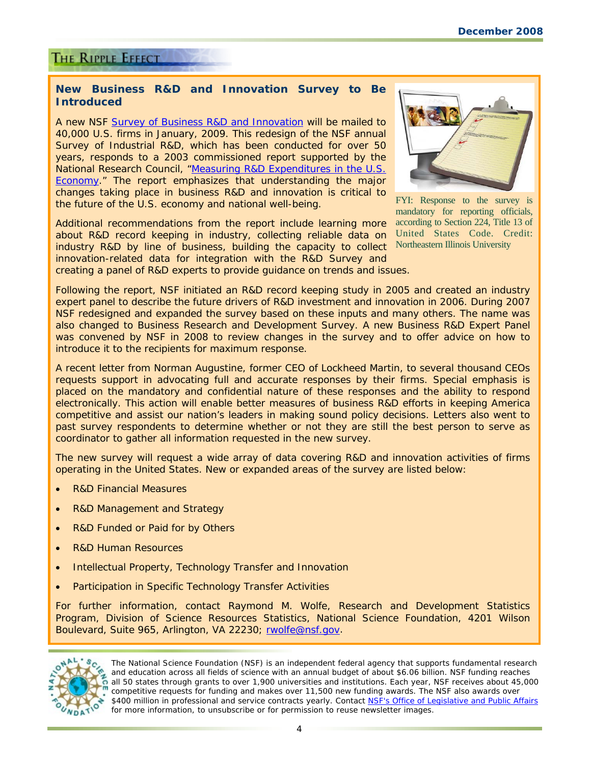## New Business R&D and Innovation Survey to Be Introduced

A new NSF Survey of Business R&D and Innovation will be mailed to 40,000 U.S. firms in January, 2009. This redesign of the NSF annual Survey of Industrial R&D, which has been conducted for over 50 years, responds to a 2003 commissioned report supported by the National Research Council, "Measuring R&D Expenditures in the U.S. Economy." The report emphasizes that understanding the major changes taking place in business R&D and innovation is critical to the future of the U.S. economy and national well-being.

FYI: Response to the survey is mandatory for reporting officials, according to Section 224, Title 13 of United States Code. Credit: Northeastern Illinois University

Additional recommendations from the report include learning more about R&D record keeping in industry, collecting reliable data on industry R&D by line of business, building the capacity to collect innovation-related data for integration with the R&D Survey and creating a panel of R&D experts to provide guidance on trends and issues.

Following the report, NSF initiated an R&D record keeping study in 2005 and created an industry expert panel to describe the future drivers of R&D investment and innovation in 2006. During 2007 NSF redesigned and expanded the survey based on these inputs and many others. The name was also changed to Business Research and Development Survey. A new Business R&D Expert Panel was convened by NSF in 2008 to review changes in the survey and to offer advice on how to introduce it to the recipients for maximum response.

A recent letter from Norman Augustine, former CEO of Lockheed Martin, to several thousand CEOs requests support in advocating full and accurate responses by their firms. Special emphasis is placed on the mandatory and confidential nature of these responses and the ability to respond electronically. This action will enable better measures of business R&D efforts in keeping America competitive and assist our nation's leaders in making sound policy decisions. Letters also went to past survey respondents to determine whether or not they are still the best person to serve as coordinator to gather all information requested in the new survey.

The new survey will request a wide array of data covering R&D and innovation activities of firms operating in the United States. New or expanded areas of the survey are listed below:

- R&D Financial Measures
- R&D Management and Strategy
- R&D Funded or Paid for by Others
- R&D Human Resources
- Intellectual Property, Technology Transfer and Innovation
- Participation in Specific Technology Transfer Activities

For further information, contact Raymond M. Wolfe, Research and Development Statistics Program, Division of Science Resources Statistics, National Science Foundation, 4201 Wilson Boulevard, Suite 965, Arlington, VA 22230; rwolfe@nsf.gov.

---

The National Science Foundation (NSF) is an independent federal agency that supports fundamental research and education across all fields of science with an annual budget of about $6.06 billion. NSF funding reaches all 50 states through grants to over 1,900 universities and institutions. Each year, NSF receives about 45,000 competitive requests for funding and makes over 11,500 new funding awards. The NSF also awards over $400 million in professional and service contracts yearly. Contact NSF's Office of Legislative and Public Affairs for more information, to unsubscribe or for permission to reuse newsletter images.